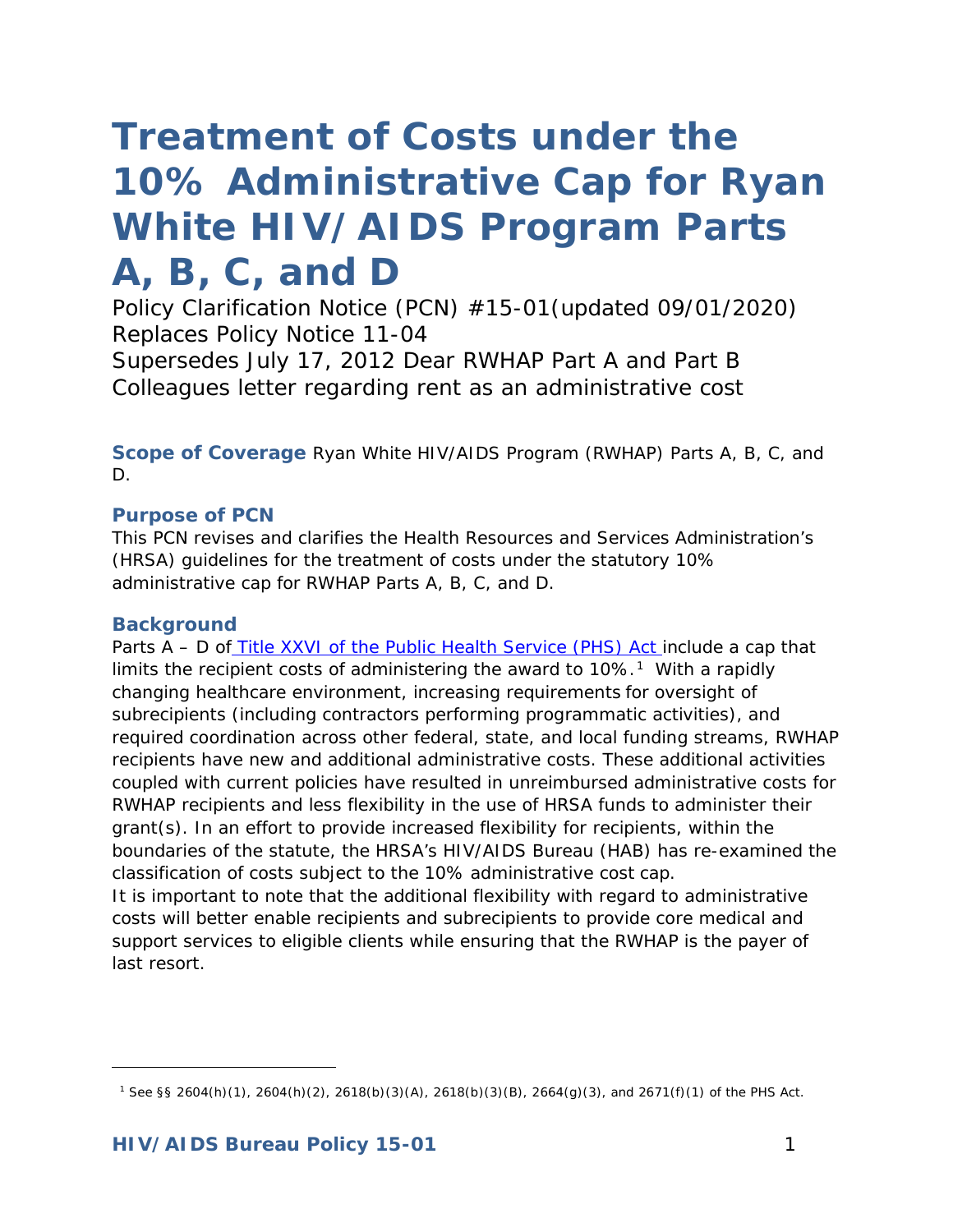# Treatment of Costs under the 10% Administrative Cap for Ryan White HIV/AIDS Program Parts A, B, C, and D

Policy Clarification Notice (PCN) #15-01(updated 09/01/2020)
Replaces Policy Notice 11-04
Supersedes July 17, 2012 Dear RWHAP Part A and Part B Colleagues letter regarding rent as an administrative cost

**Scope of Coverage** Ryan White HIV/AIDS Program (RWHAP) Parts A, B, C, and D.

### Purpose of PCN

This PCN revises and clarifies the Health Resources and Services Administration's (HRSA) guidelines for the treatment of costs under the statutory 10% administrative cap for RWHAP Parts A, B, C, and D.

### Background

Parts A – D of [Title XXVI of the Public Health Service (PHS) Act](#) include a cap that limits the recipient costs of administering the award to 10%.[1] With a rapidly changing healthcare environment, increasing requirements for oversight of subrecipients (including contractors performing programmatic activities), and required coordination across other federal, state, and local funding streams, RWHAP recipients have new and additional administrative costs. These additional activities coupled with current policies have resulted in unreimbursed administrative costs for RWHAP recipients and less flexibility in the use of HRSA funds to administer their grant(s). In an effort to provide increased flexibility for recipients, within the boundaries of the statute, the HRSA's HIV/AIDS Bureau (HAB) has re-examined the classification of costs subject to the 10% administrative cost cap.

It is important to note that the additional flexibility with regard to administrative costs will better enable recipients and subrecipients to provide core medical and support services to eligible clients while ensuring that the RWHAP is the payer of last resort.

[1] See §§ 2604(h)(1), 2604(h)(2), 2618(b)(3)(A), 2618(b)(3)(B), 2664(g)(3), and 2671(f)(1) of the PHS Act.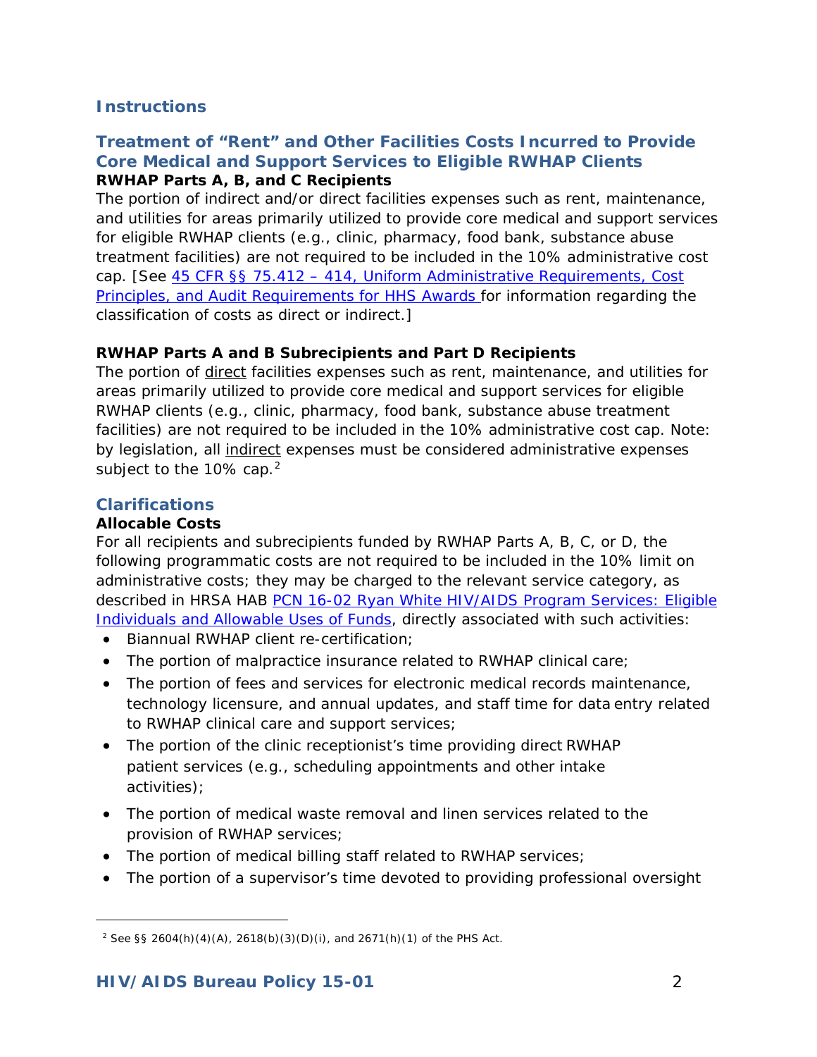## Instructions

### Treatment of "Rent" and Other Facilities Costs Incurred to Provide Core Medical and Support Services to Eligible RWHAP Clients

**RWHAP Parts A, B, and C Recipients**

The portion of indirect and/or direct facilities expenses such as rent, maintenance, and utilities for areas primarily utilized to provide core medical and support services for eligible RWHAP clients (e.g., clinic, pharmacy, food bank, substance abuse treatment facilities) are not required to be included in the 10% administrative cost cap. [See 45 CFR §§ 75.412 – 414, Uniform Administrative Requirements, Cost Principles, and Audit Requirements for HHS Awards for information regarding the classification of costs as direct or indirect.]

**RWHAP Parts A and B Subrecipients and Part D Recipients**

The portion of direct facilities expenses such as rent, maintenance, and utilities for areas primarily utilized to provide core medical and support services for eligible RWHAP clients (e.g., clinic, pharmacy, food bank, substance abuse treatment facilities) are not required to be included in the 10% administrative cost cap. Note: by legislation, all indirect expenses must be considered administrative expenses subject to the 10% cap.[2]

### Clarifications

**Allocable Costs**

For all recipients and subrecipients funded by RWHAP Parts A, B, C, or D, the following programmatic costs are not required to be included in the 10% limit on administrative costs; they may be charged to the relevant service category, as described in HRSA HAB PCN 16-02 Ryan White HIV/AIDS Program Services: Eligible Individuals and Allowable Uses of Funds, directly associated with such activities:

- Biannual RWHAP client re-certification;
- The portion of malpractice insurance related to RWHAP clinical care;
- The portion of fees and services for electronic medical records maintenance, technology licensure, and annual updates, and staff time for data entry related to RWHAP clinical care and support services;
- The portion of the clinic receptionist's time providing direct RWHAP patient services (e.g., scheduling appointments and other intake activities);
- The portion of medical waste removal and linen services related to the provision of RWHAP services;
- The portion of medical billing staff related to RWHAP services;
- The portion of a supervisor's time devoted to providing professional oversight

[2] See §§ 2604(h)(4)(A), 2618(b)(3)(D)(i), and 2671(h)(1) of the PHS Act.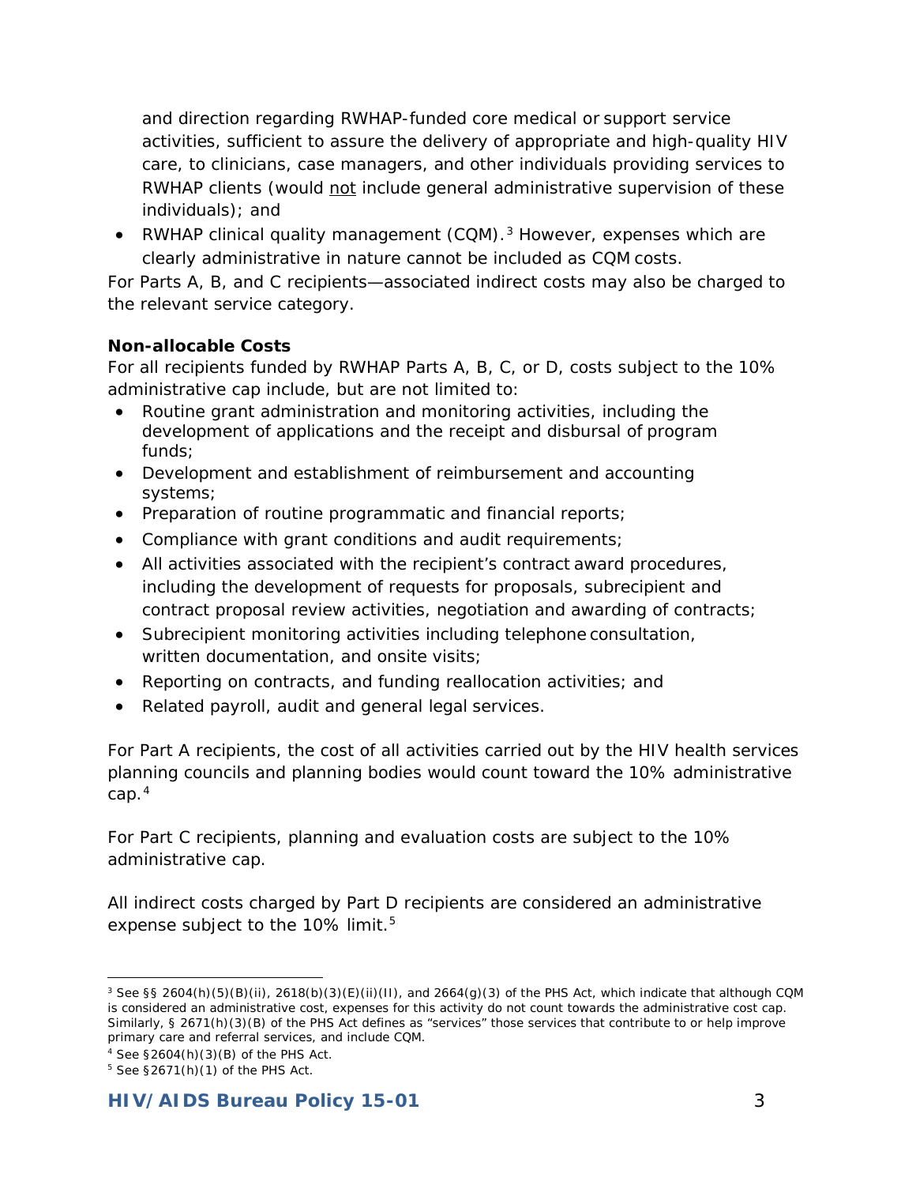and direction regarding RWHAP-funded core medical or support service activities, sufficient to assure the delivery of appropriate and high-quality HIV care, to clinicians, case managers, and other individuals providing services to RWHAP clients (would not include general administrative supervision of these individuals); and

- RWHAP clinical quality management (CQM).[3] However, expenses which are clearly administrative in nature cannot be included as CQM costs.

For Parts A, B, and C recipients—associated indirect costs may also be charged to the relevant service category.

**Non-allocable Costs**

For all recipients funded by RWHAP Parts A, B, C, or D, costs subject to the 10% administrative cap include, but are not limited to:

- Routine grant administration and monitoring activities, including the development of applications and the receipt and disbursal of program funds;
- Development and establishment of reimbursement and accounting systems;
- Preparation of routine programmatic and financial reports;
- Compliance with grant conditions and audit requirements;
- All activities associated with the recipient's contract award procedures, including the development of requests for proposals, subrecipient and contract proposal review activities, negotiation and awarding of contracts;
- Subrecipient monitoring activities including telephone consultation, written documentation, and onsite visits;
- Reporting on contracts, and funding reallocation activities; and
- Related payroll, audit and general legal services.

For Part A recipients, the cost of all activities carried out by the HIV health services planning councils and planning bodies would count toward the 10% administrative cap.[4]

For Part C recipients, planning and evaluation costs are subject to the 10% administrative cap.

All indirect costs charged by Part D recipients are considered an administrative expense subject to the 10% limit.[5]

---

[3] See §§ 2604(h)(5)(B)(ii), 2618(b)(3)(E)(ii)(II), and 2664(g)(3) of the PHS Act, which indicate that although CQM is considered an administrative cost, expenses for this activity do not count towards the administrative cost cap. Similarly, § 2671(h)(3)(B) of the PHS Act defines as "services" those services that contribute to or help improve primary care and referral services, and include CQM.

[4] See §2604(h)(3)(B) of the PHS Act.

[5] See §2671(h)(1) of the PHS Act.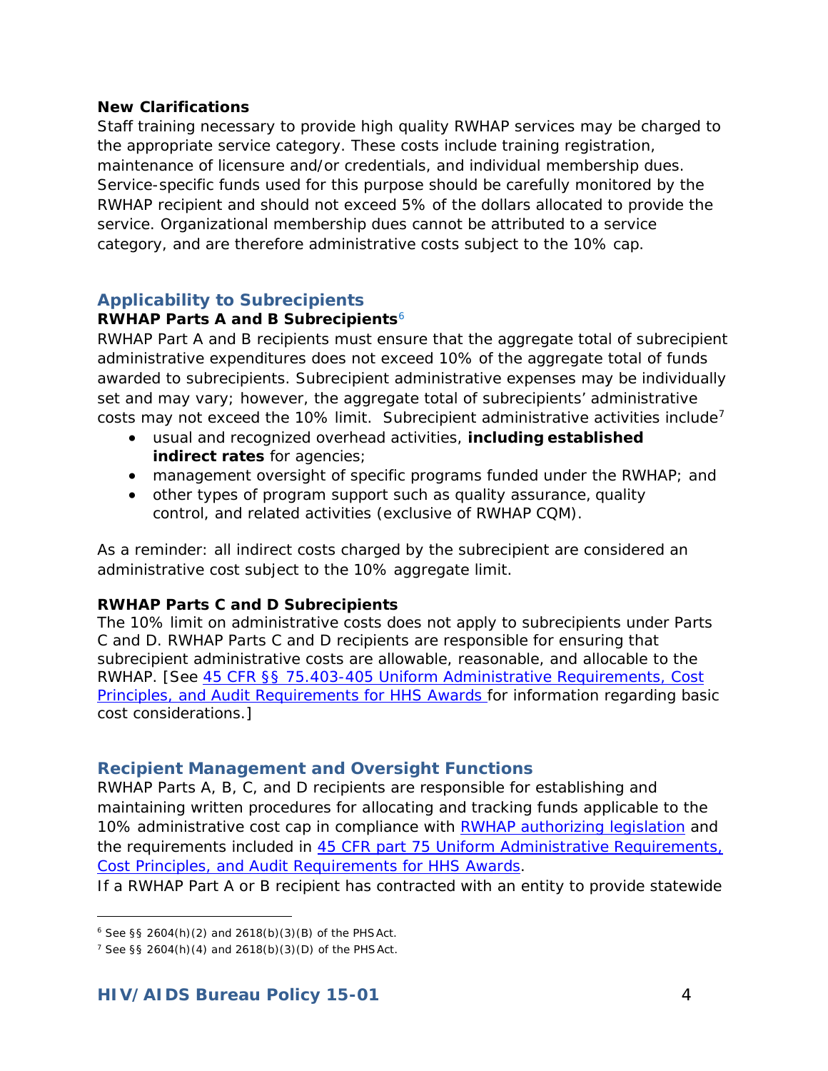**New Clarifications**

Staff training necessary to provide high quality RWHAP services may be charged to the appropriate service category. These costs include training registration, maintenance of licensure and/or credentials, and individual membership dues. Service-specific funds used for this purpose should be carefully monitored by the RWHAP recipient and should not exceed 5% of the dollars allocated to provide the service. Organizational membership dues cannot be attributed to a service category, and are therefore administrative costs subject to the 10% cap.

## Applicability to Subrecipients

**RWHAP Parts A and B Subrecipients**[6]

RWHAP Part A and B recipients must ensure that the aggregate total of subrecipient administrative expenditures does not exceed 10% of the aggregate total of funds awarded to subrecipients. Subrecipient administrative expenses may be individually set and may vary; however, the aggregate total of subrecipients' administrative costs may not exceed the 10% limit. Subrecipient administrative activities include[7]

- usual and recognized overhead activities, **including established indirect rates** for agencies;
- management oversight of specific programs funded under the RWHAP; and
- other types of program support such as quality assurance, quality control, and related activities (exclusive of RWHAP CQM).

As a reminder: all indirect costs charged by the subrecipient are considered an administrative cost subject to the 10% aggregate limit.

**RWHAP Parts C and D Subrecipients**

The 10% limit on administrative costs does not apply to subrecipients under Parts C and D. RWHAP Parts C and D recipients are responsible for ensuring that subrecipient administrative costs are allowable, reasonable, and allocable to the RWHAP. [See 45 CFR §§ 75.403-405 Uniform Administrative Requirements, Cost Principles, and Audit Requirements for HHS Awards for information regarding basic cost considerations.]

## Recipient Management and Oversight Functions

RWHAP Parts A, B, C, and D recipients are responsible for establishing and maintaining written procedures for allocating and tracking funds applicable to the 10% administrative cost cap in compliance with RWHAP authorizing legislation and the requirements included in 45 CFR part 75 Uniform Administrative Requirements, Cost Principles, and Audit Requirements for HHS Awards.

If a RWHAP Part A or B recipient has contracted with an entity to provide statewide

[6] See §§ 2604(h)(2) and 2618(b)(3)(B) of the PHS Act.

[7] See §§ 2604(h)(4) and 2618(b)(3)(D) of the PHS Act.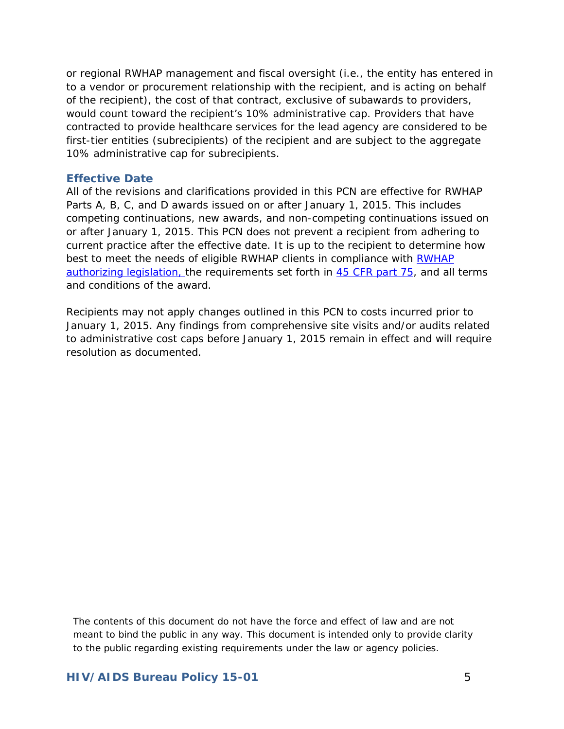or regional RWHAP management and fiscal oversight (i.e., the entity has entered in to a vendor or procurement relationship with the recipient, and is acting on behalf of the recipient), the cost of that contract, exclusive of subawards to providers, would count toward the recipient's 10% administrative cap. Providers that have contracted to provide healthcare services for the lead agency are considered to be first-tier entities (subrecipients) of the recipient and are subject to the aggregate 10% administrative cap for subrecipients.

### Effective Date

All of the revisions and clarifications provided in this PCN are effective for RWHAP Parts A, B, C, and D awards issued on or after January 1, 2015. This includes competing continuations, new awards, and non-competing continuations issued on or after January 1, 2015. This PCN does not prevent a recipient from adhering to current practice after the effective date. It is up to the recipient to determine how best to meet the needs of eligible RWHAP clients in compliance with RWHAP authorizing legislation, the requirements set forth in 45 CFR part 75, and all terms and conditions of the award.

Recipients may not apply changes outlined in this PCN to costs incurred prior to January 1, 2015. Any findings from comprehensive site visits and/or audits related to administrative cost caps before January 1, 2015 remain in effect and will require resolution as documented.